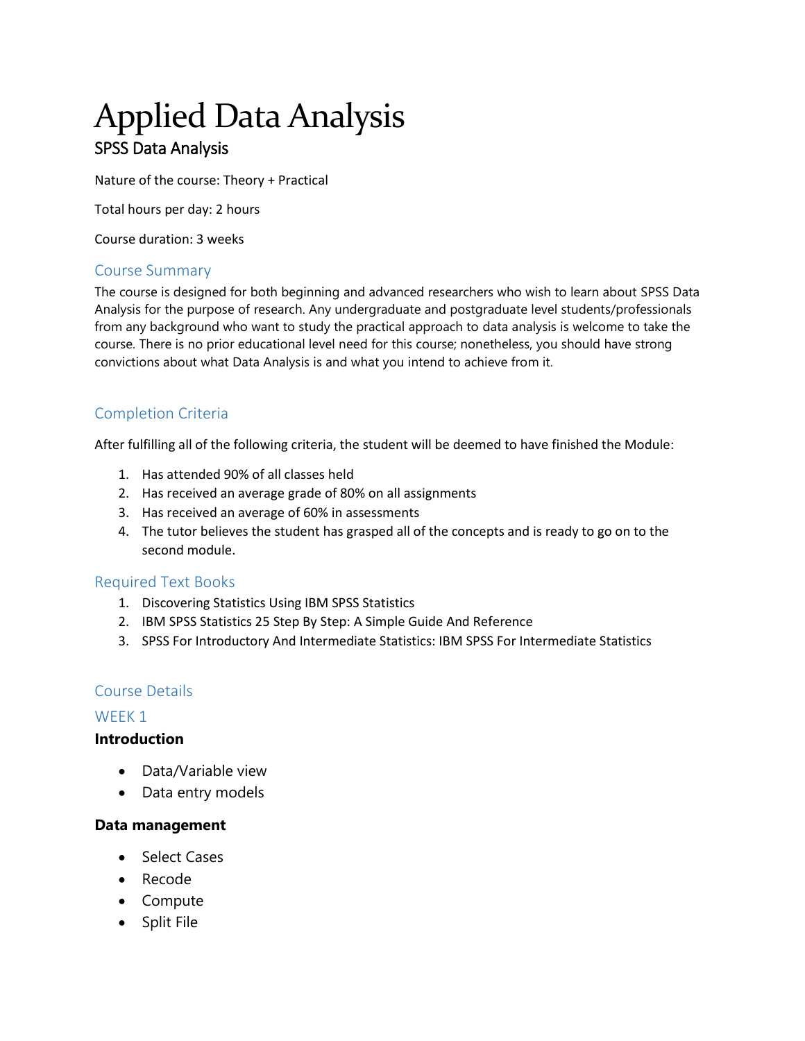# Applied Data Analysis

## SPSS Data Analysis

Nature of the course: Theory + Practical

Total hours per day: 2 hours

Course duration: 3 weeks

### Course Summary

The course is designed for both beginning and advanced researchers who wish to learn about SPSS Data Analysis for the purpose of research. Any undergraduate and postgraduate level students/professionals from any background who want to study the practical approach to data analysis is welcome to take the course. There is no prior educational level need for this course; nonetheless, you should have strong convictions about what Data Analysis is and what you intend to achieve from it.

### Completion Criteria

After fulfilling all of the following criteria, the student will be deemed to have finished the Module:

1. Has attended 90% of all classes held
2. Has received an average grade of 80% on all assignments
3. Has received an average of 60% in assessments
4. The tutor believes the student has grasped all of the concepts and is ready to go on to the second module.

### Required Text Books

1. Discovering Statistics Using IBM SPSS Statistics
2. IBM SPSS Statistics 25 Step By Step: A Simple Guide And Reference
3. SPSS For Introductory And Intermediate Statistics: IBM SPSS For Intermediate Statistics

### Course Details

### WEEK 1

**Introduction**

- Data/Variable view
- Data entry models

**Data management**

- Select Cases
- Recode
- Compute
- Split File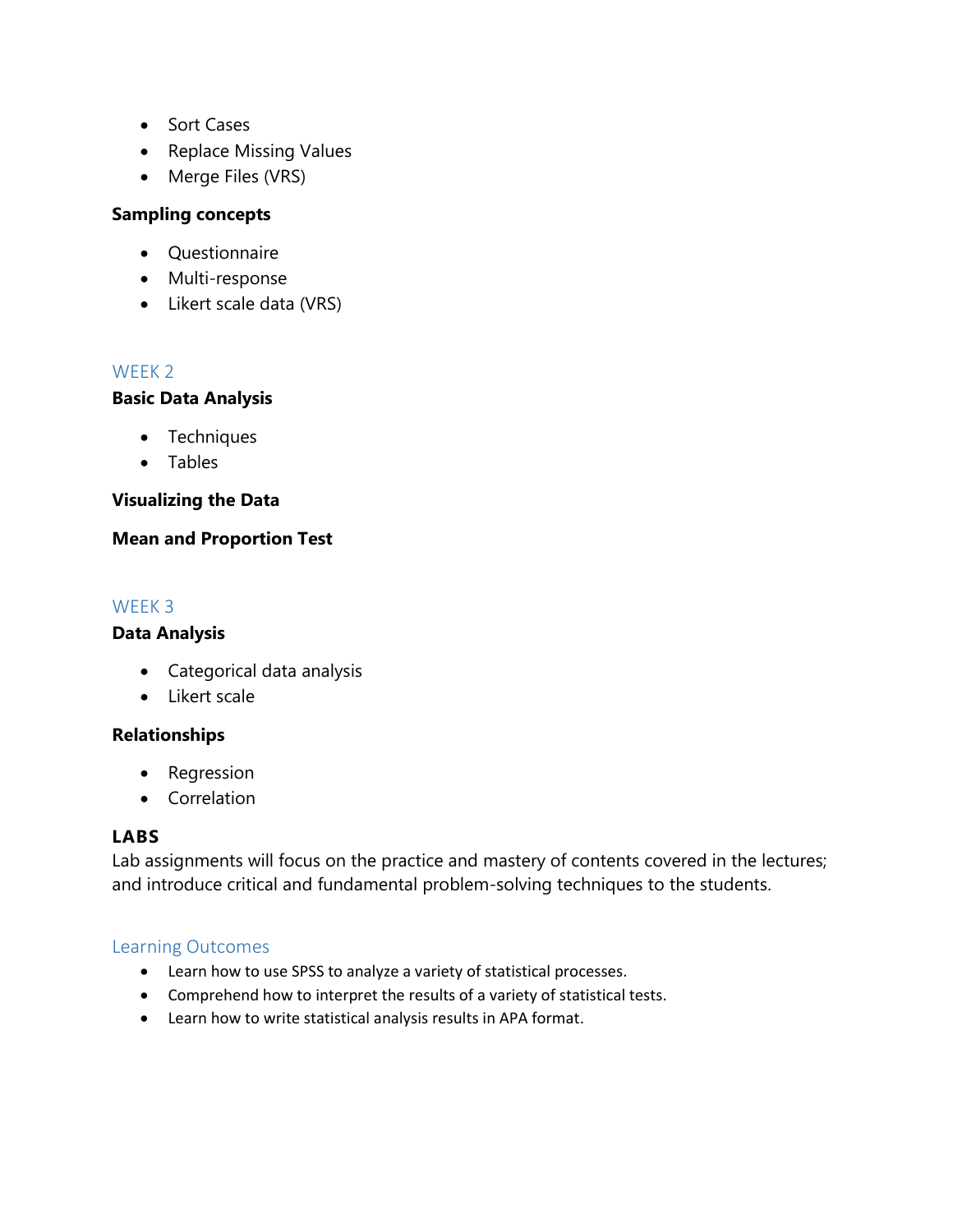- Sort Cases
- Replace Missing Values
- Merge Files (VRS)

**Sampling concepts**

- Questionnaire
- Multi-response
- Likert scale data (VRS)

## WEEK 2

**Basic Data Analysis**

- Techniques
- Tables

**Visualizing the Data**

**Mean and Proportion Test**

## WEEK 3

**Data Analysis**

- Categorical data analysis
- Likert scale

**Relationships**

- Regression
- Correlation

**LABS**

Lab assignments will focus on the practice and mastery of contents covered in the lectures; and introduce critical and fundamental problem-solving techniques to the students.

## Learning Outcomes

- Learn how to use SPSS to analyze a variety of statistical processes.
- Comprehend how to interpret the results of a variety of statistical tests.
- Learn how to write statistical analysis results in APA format.